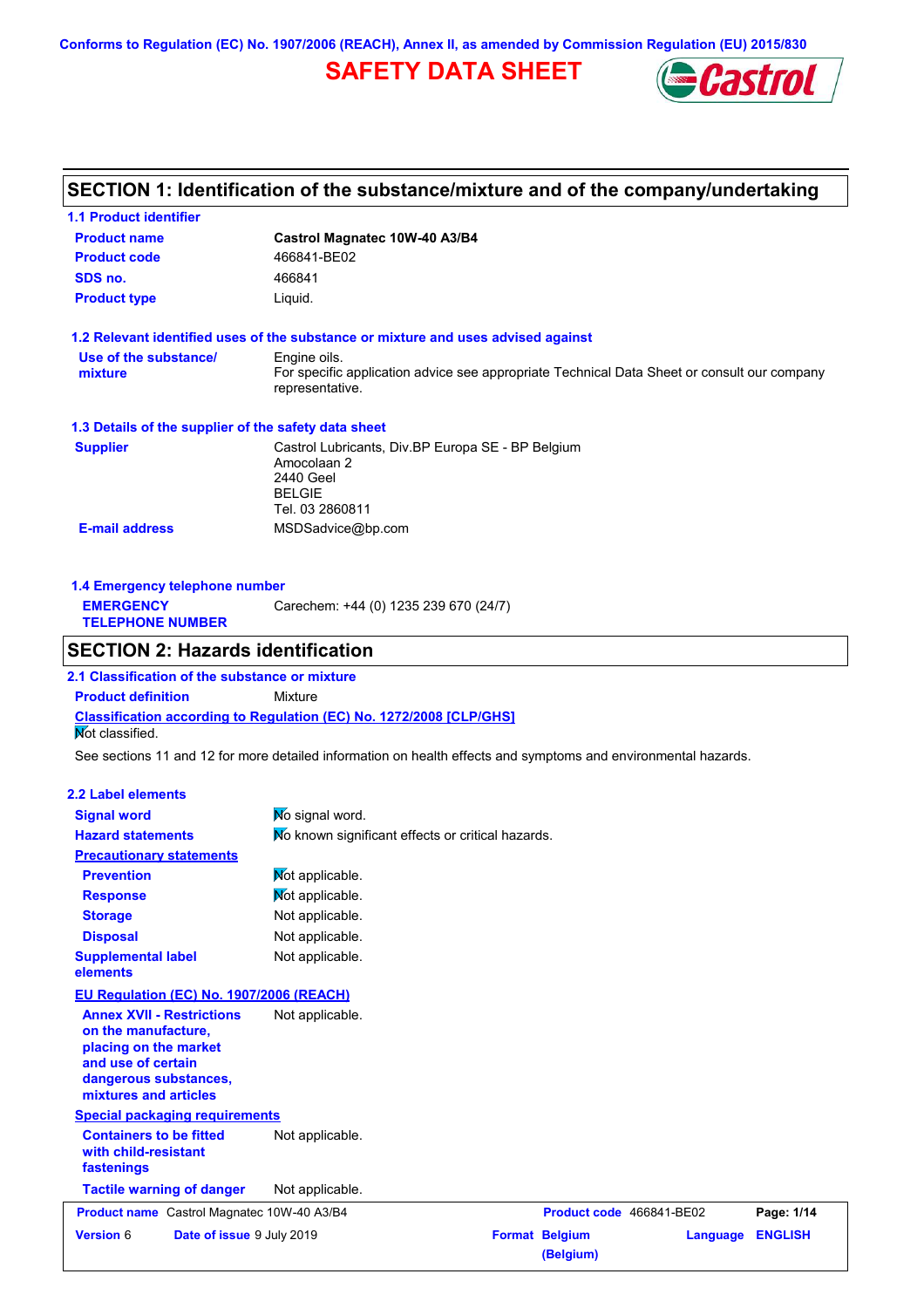Conforms to Regulation (EC) No. 1907/2006 (REACH), Annex II, as amended by Commission Regulation (EU) 2015/830

# SAFETY DATA SHEET

## SECTION 1: Identification of the substance/mixture and of the company/undertaking

### 1.1 Product identifier

| | |
|---|---|
| **Product name** | **Castrol Magnatec 10W-40 A3/B4** |
| **Product code** | 466841-BE02 |
| **SDS no.** | 466841 |
| **Product type** | Liquid. |

### 1.2 Relevant identified uses of the substance or mixture and uses advised against

| | |
|---|---|
| **Use of the substance/ mixture** | Engine oils. For specific application advice see appropriate Technical Data Sheet or consult our company representative. |

### 1.3 Details of the supplier of the safety data sheet

| | |
|---|---|
| **Supplier** | Castrol Lubricants, Div.BP Europa SE - BP Belgium<br>Amocolaan 2<br>2440 Geel<br>BELGIE<br>Tel. 03 2860811 |
| **E-mail address** | MSDSadvice@bp.com |

### 1.4 Emergency telephone number

| | |
|---|---|
| **EMERGENCY TELEPHONE NUMBER** | Carechem: +44 (0) 1235 239 670 (24/7) |

## SECTION 2: Hazards identification

### 2.1 Classification of the substance or mixture

**Product definition** Mixture

**Classification according to Regulation (EC) No. 1272/2008 [CLP/GHS]**

Not classified.

See sections 11 and 12 for more detailed information on health effects and symptoms and environmental hazards.

### 2.2 Label elements

| | |
|---|---|
| **Signal word** | No signal word. |
| **Hazard statements** | No known significant effects or critical hazards. |
| **Precautionary statements** | |
| **Prevention** | Not applicable. |
| **Response** | Not applicable. |
| **Storage** | Not applicable. |
| **Disposal** | Not applicable. |
| **Supplemental label elements** | Not applicable. |

**EU Regulation (EC) No. 1907/2006 (REACH)**

| | |
|---|---|
| **Annex XVII - Restrictions on the manufacture, placing on the market and use of certain dangerous substances, mixtures and articles** | Not applicable. |

**Special packaging requirements**

| | |
|---|---|
| **Containers to be fitted with child-resistant fastenings** | Not applicable. |
| **Tactile warning of danger** | Not applicable. |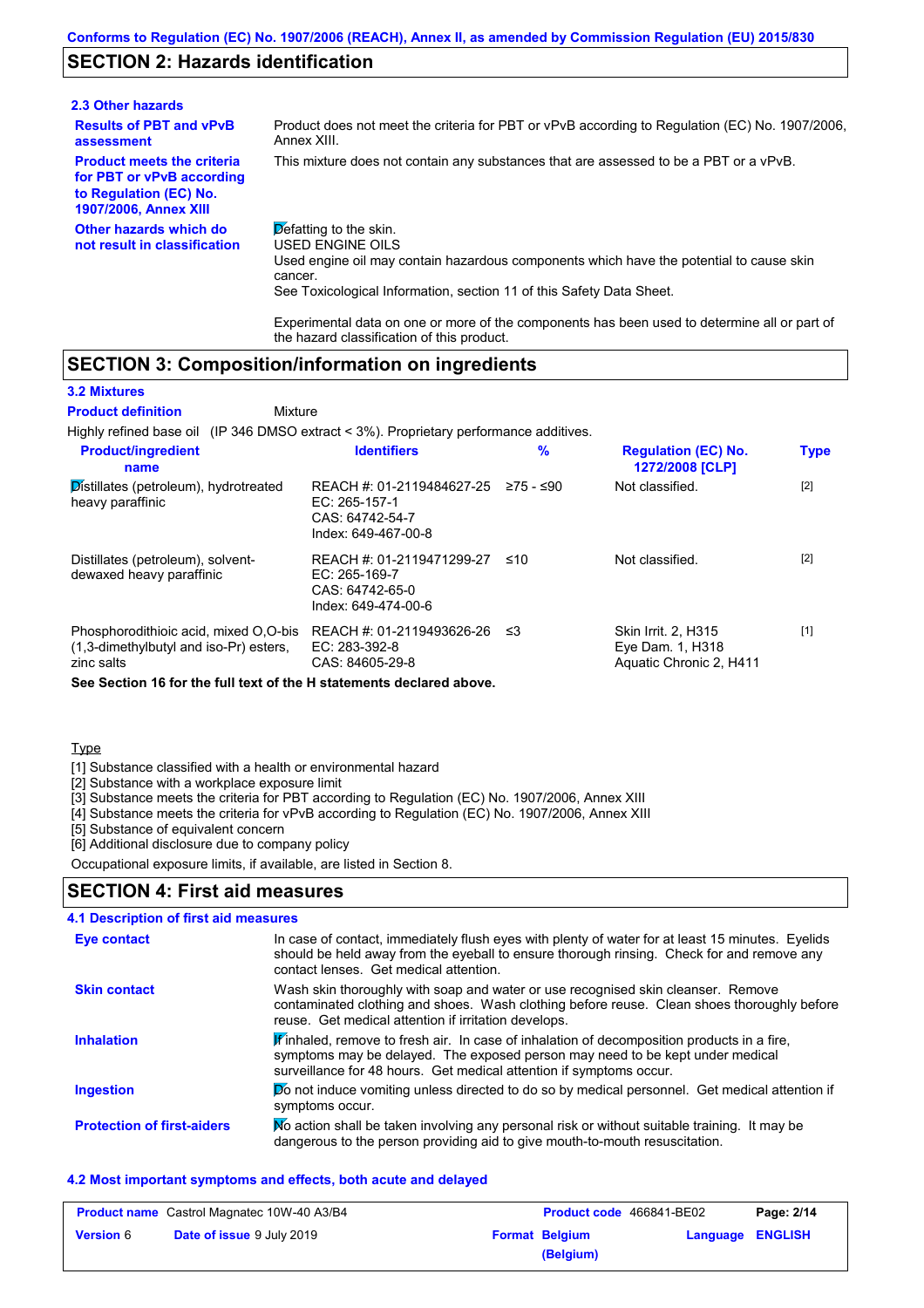## SECTION 2: Hazards identification

### 2.3 Other hazards

**Results of PBT and vPvB assessment**
Product does not meet the criteria for PBT or vPvB according to Regulation (EC) No. 1907/2006, Annex XIII.

**Product meets the criteria for PBT or vPvB according to Regulation (EC) No. 1907/2006, Annex XIII**
This mixture does not contain any substances that are assessed to be a PBT or a vPvB.

**Other hazards which do not result in classification**
Defatting to the skin.
USED ENGINE OILS
Used engine oil may contain hazardous components which have the potential to cause skin cancer.
See Toxicological Information, section 11 of this Safety Data Sheet.

Experimental data on one or more of the components has been used to determine all or part of the hazard classification of this product.

## SECTION 3: Composition/information on ingredients

### 3.2 Mixtures

**Product definition** Mixture

Highly refined base oil (IP 346 DMSO extract < 3%). Proprietary performance additives.

| Product/ingredient name | Identifiers | % | Regulation (EC) No. 1272/2008 [CLP] | Type |
|---|---|---|---|---|
| Distillates (petroleum), hydrotreated heavy paraffinic | REACH #: 01-2119484627-25<br>EC: 265-157-1<br>CAS: 64742-54-7<br>Index: 649-467-00-8 | ≥75 - ≤90 | Not classified. | [2] |
| Distillates (petroleum), solvent-dewaxed heavy paraffinic | REACH #: 01-2119471299-27<br>EC: 265-169-7<br>CAS: 64742-65-0<br>Index: 649-474-00-6 | ≤10 | Not classified. | [2] |
| Phosphorodithioic acid, mixed O,O-bis (1,3-dimethylbutyl and iso-Pr) esters, zinc salts | REACH #: 01-2119493626-26<br>EC: 283-392-8<br>CAS: 84605-29-8 | ≤3 | Skin Irrit. 2, H315<br>Eye Dam. 1, H318<br>Aquatic Chronic 2, H411 | [1] |

**See Section 16 for the full text of the H statements declared above.**

Type
[1] Substance classified with a health or environmental hazard
[2] Substance with a workplace exposure limit
[3] Substance meets the criteria for PBT according to Regulation (EC) No. 1907/2006, Annex XIII
[4] Substance meets the criteria for vPvB according to Regulation (EC) No. 1907/2006, Annex XIII
[5] Substance of equivalent concern
[6] Additional disclosure due to company policy

Occupational exposure limits, if available, are listed in Section 8.

## SECTION 4: First aid measures

### 4.1 Description of first aid measures

**Eye contact**
In case of contact, immediately flush eyes with plenty of water for at least 15 minutes. Eyelids should be held away from the eyeball to ensure thorough rinsing. Check for and remove any contact lenses. Get medical attention.

**Skin contact**
Wash skin thoroughly with soap and water or use recognised skin cleanser. Remove contaminated clothing and shoes. Wash clothing before reuse. Clean shoes thoroughly before reuse. Get medical attention if irritation develops.

**Inhalation**
If inhaled, remove to fresh air. In case of inhalation of decomposition products in a fire, symptoms may be delayed. The exposed person may need to be kept under medical surveillance for 48 hours. Get medical attention if symptoms occur.

**Ingestion**
Do not induce vomiting unless directed to do so by medical personnel. Get medical attention if symptoms occur.

**Protection of first-aiders**
No action shall be taken involving any personal risk or without suitable training. It may be dangerous to the person providing aid to give mouth-to-mouth resuscitation.

### 4.2 Most important symptoms and effects, both acute and delayed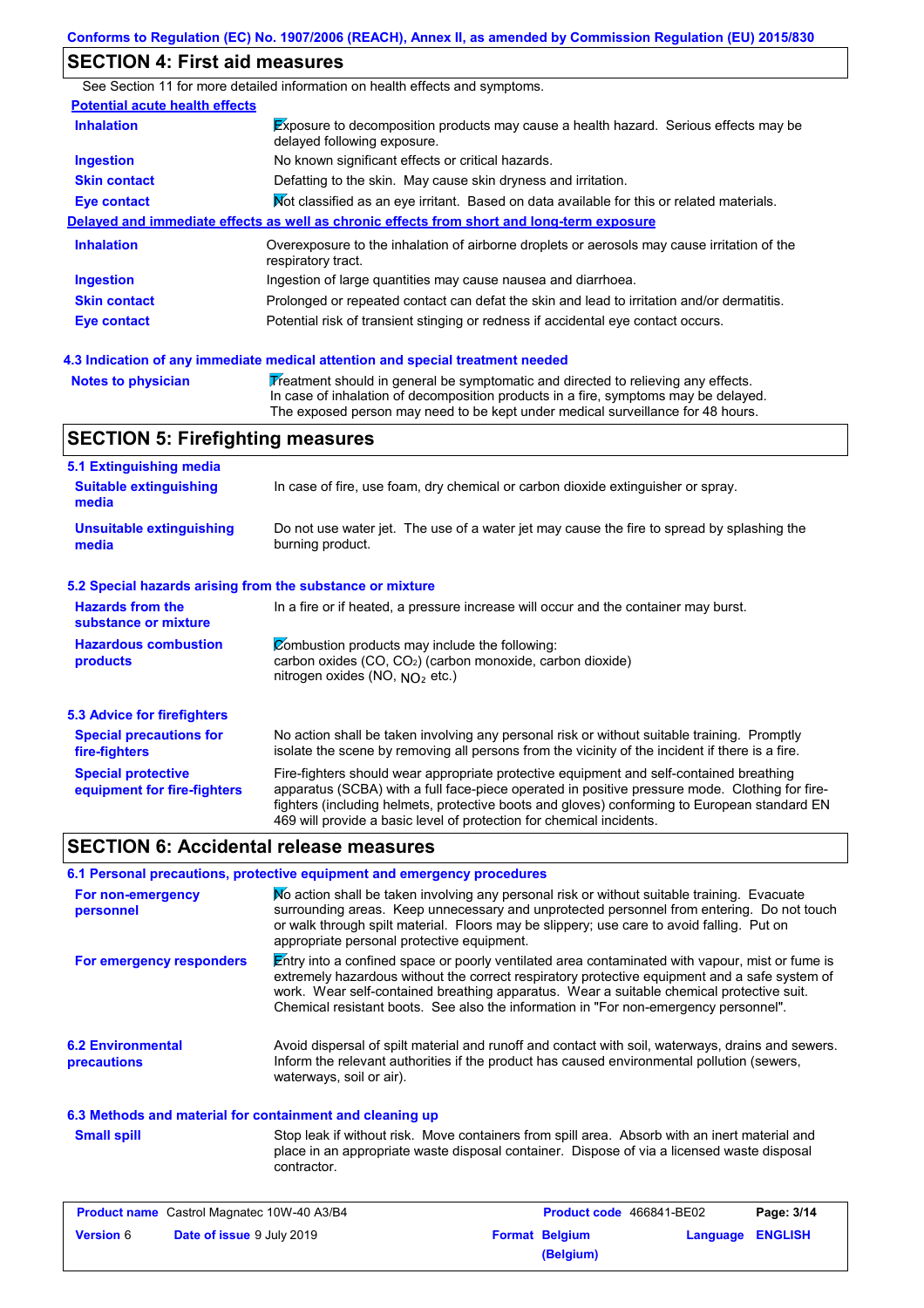## SECTION 4: First aid measures

See Section 11 for more detailed information on health effects and symptoms.

**Potential acute health effects**

| | |
|---|---|
| **Inhalation** | Exposure to decomposition products may cause a health hazard. Serious effects may be delayed following exposure. |
| **Ingestion** | No known significant effects or critical hazards. |
| **Skin contact** | Defatting to the skin. May cause skin dryness and irritation. |
| **Eye contact** | Not classified as an eye irritant. Based on data available for this or related materials. |

**Delayed and immediate effects as well as chronic effects from short and long-term exposure**

| | |
|---|---|
| **Inhalation** | Overexposure to the inhalation of airborne droplets or aerosols may cause irritation of the respiratory tract. |
| **Ingestion** | Ingestion of large quantities may cause nausea and diarrhoea. |
| **Skin contact** | Prolonged or repeated contact can defat the skin and lead to irritation and/or dermatitis. |
| **Eye contact** | Potential risk of transient stinging or redness if accidental eye contact occurs. |

### 4.3 Indication of any immediate medical attention and special treatment needed

| | |
|---|---|
| **Notes to physician** | Treatment should in general be symptomatic and directed to relieving any effects. In case of inhalation of decomposition products in a fire, symptoms may be delayed. The exposed person may need to be kept under medical surveillance for 48 hours. |

## SECTION 5: Firefighting measures

### 5.1 Extinguishing media

| | |
|---|---|
| **Suitable extinguishing media** | In case of fire, use foam, dry chemical or carbon dioxide extinguisher or spray. |
| **Unsuitable extinguishing media** | Do not use water jet. The use of a water jet may cause the fire to spread by splashing the burning product. |

### 5.2 Special hazards arising from the substance or mixture

| | |
|---|---|
| **Hazards from the substance or mixture** | In a fire or if heated, a pressure increase will occur and the container may burst. |
| **Hazardous combustion products** | Combustion products may include the following: carbon oxides (CO, $CO_2$) (carbon monoxide, carbon dioxide) nitrogen oxides (NO, $NO_2$ etc.) |

### 5.3 Advice for firefighters

| | |
|---|---|
| **Special precautions for fire-fighters** | No action shall be taken involving any personal risk or without suitable training. Promptly isolate the scene by removing all persons from the vicinity of the incident if there is a fire. |
| **Special protective equipment for fire-fighters** | Fire-fighters should wear appropriate protective equipment and self-contained breathing apparatus (SCBA) with a full face-piece operated in positive pressure mode. Clothing for fire-fighters (including helmets, protective boots and gloves) conforming to European standard EN 469 will provide a basic level of protection for chemical incidents. |

## SECTION 6: Accidental release measures

### 6.1 Personal precautions, protective equipment and emergency procedures

| | |
|---|---|
| **For non-emergency personnel** | No action shall be taken involving any personal risk or without suitable training. Evacuate surrounding areas. Keep unnecessary and unprotected personnel from entering. Do not touch or walk through spilt material. Floors may be slippery; use care to avoid falling. Put on appropriate personal protective equipment. |
| **For emergency responders** | Entry into a confined space or poorly ventilated area contaminated with vapour, mist or fume is extremely hazardous without the correct respiratory protective equipment and a safe system of work. Wear self-contained breathing apparatus. Wear a suitable chemical protective suit. Chemical resistant boots. See also the information in "For non-emergency personnel". |

| | |
|---|---|
| **6.2 Environmental precautions** | Avoid dispersal of spilt material and runoff and contact with soil, waterways, drains and sewers. Inform the relevant authorities if the product has caused environmental pollution (sewers, waterways, soil or air). |

### 6.3 Methods and material for containment and cleaning up

| | |
|---|---|
| **Small spill** | Stop leak if without risk. Move containers from spill area. Absorb with an inert material and place in an appropriate waste disposal container. Dispose of via a licensed waste disposal contractor. |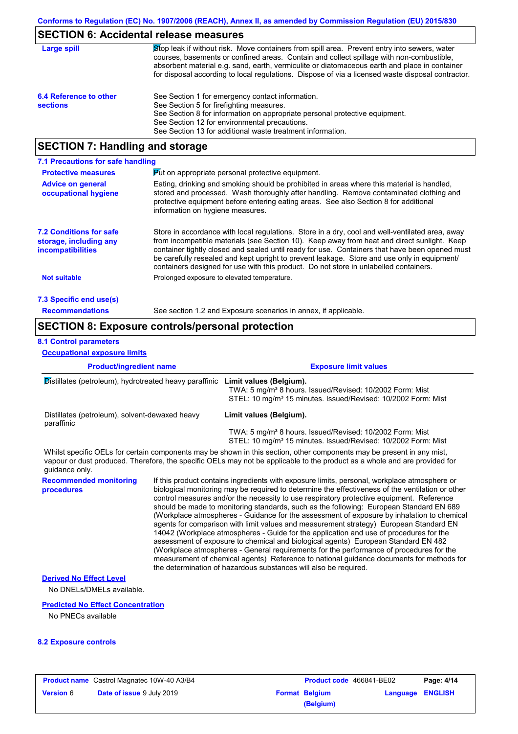Conforms to Regulation (EC) No. 1907/2006 (REACH), Annex II, as amended by Commission Regulation (EU) 2015/830

## SECTION 6: Accidental release measures

**Large spill**

Stop leak if without risk. Move containers from spill area. Prevent entry into sewers, water courses, basements or confined areas. Contain and collect spillage with non-combustible, absorbent material e.g. sand, earth, vermiculite or diatomaceous earth and place in container for disposal according to local regulations. Dispose of via a licensed waste disposal contractor.

**6.4 Reference to other sections**

See Section 1 for emergency contact information.
See Section 5 for firefighting measures.
See Section 8 for information on appropriate personal protective equipment.
See Section 12 for environmental precautions.
See Section 13 for additional waste treatment information.

## SECTION 7: Handling and storage

### 7.1 Precautions for safe handling

**Protective measures**

Put on appropriate personal protective equipment.

**Advice on general occupational hygiene**

Eating, drinking and smoking should be prohibited in areas where this material is handled, stored and processed. Wash thoroughly after handling. Remove contaminated clothing and protective equipment before entering eating areas. See also Section 8 for additional information on hygiene measures.

**7.2 Conditions for safe storage, including any incompatibilities**

Store in accordance with local regulations. Store in a dry, cool and well-ventilated area, away from incompatible materials (see Section 10). Keep away from heat and direct sunlight. Keep container tightly closed and sealed until ready for use. Containers that have been opened must be carefully resealed and kept upright to prevent leakage. Store and use only in equipment/ containers designed for use with this product. Do not store in unlabelled containers.

**Not suitable**

Prolonged exposure to elevated temperature.

### 7.3 Specific end use(s)

**Recommendations**

See section 1.2 and Exposure scenarios in annex, if applicable.

## SECTION 8: Exposure controls/personal protection

### 8.1 Control parameters

**Occupational exposure limits**

| Product/ingredient name | Exposure limit values |
|---|---|
| Distillates (petroleum), hydrotreated heavy paraffinic | **Limit values (Belgium).**<br>TWA: 5 mg/m³ 8 hours. Issued/Revised: 10/2002 Form: Mist<br>STEL: 10 mg/m³ 15 minutes. Issued/Revised: 10/2002 Form: Mist |
| Distillates (petroleum), solvent-dewaxed heavy paraffinic | **Limit values (Belgium).**<br>TWA: 5 mg/m³ 8 hours. Issued/Revised: 10/2002 Form: Mist<br>STEL: 10 mg/m³ 15 minutes. Issued/Revised: 10/2002 Form: Mist |

Whilst specific OELs for certain components may be shown in this section, other components may be present in any mist, vapour or dust produced. Therefore, the specific OELs may not be applicable to the product as a whole and are provided for guidance only.

**Recommended monitoring procedures**

If this product contains ingredients with exposure limits, personal, workplace atmosphere or biological monitoring may be required to determine the effectiveness of the ventilation or other control measures and/or the necessity to use respiratory protective equipment. Reference should be made to monitoring standards, such as the following: European Standard EN 689 (Workplace atmospheres - Guidance for the assessment of exposure by inhalation to chemical agents for comparison with limit values and measurement strategy) European Standard EN 14042 (Workplace atmospheres - Guide for the application and use of procedures for the assessment of exposure to chemical and biological agents) European Standard EN 482 (Workplace atmospheres - General requirements for the performance of procedures for the measurement of chemical agents) Reference to national guidance documents for methods for the determination of hazardous substances will also be required.

**Derived No Effect Level**

No DNELs/DMELs available.

**Predicted No Effect Concentration**

No PNECs available

### 8.2 Exposure controls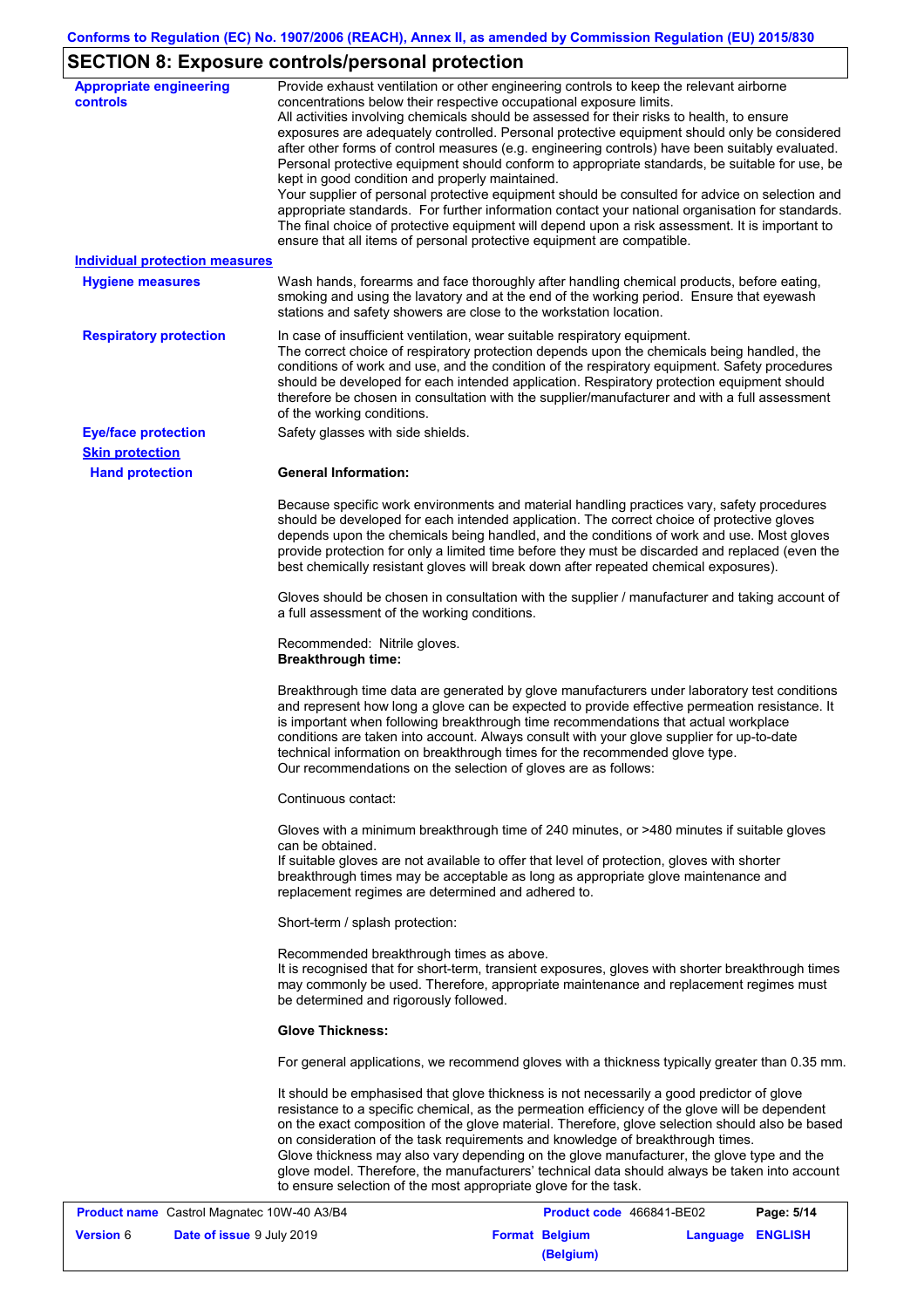## SECTION 8: Exposure controls/personal protection

**Appropriate engineering controls**

Provide exhaust ventilation or other engineering controls to keep the relevant airborne concentrations below their respective occupational exposure limits.
All activities involving chemicals should be assessed for their risks to health, to ensure exposures are adequately controlled. Personal protective equipment should only be considered after other forms of control measures (e.g. engineering controls) have been suitably evaluated. Personal protective equipment should conform to appropriate standards, be suitable for use, be kept in good condition and properly maintained.
Your supplier of personal protective equipment should be consulted for advice on selection and appropriate standards. For further information contact your national organisation for standards. The final choice of protective equipment will depend upon a risk assessment. It is important to ensure that all items of personal protective equipment are compatible.

**Individual protection measures**

**Hygiene measures**

Wash hands, forearms and face thoroughly after handling chemical products, before eating, smoking and using the lavatory and at the end of the working period. Ensure that eyewash stations and safety showers are close to the workstation location.

**Respiratory protection**

In case of insufficient ventilation, wear suitable respiratory equipment.
The correct choice of respiratory protection depends upon the chemicals being handled, the conditions of work and use, and the condition of the respiratory equipment. Safety procedures should be developed for each intended application. Respiratory protection equipment should therefore be chosen in consultation with the supplier/manufacturer and with a full assessment of the working conditions.

**Eye/face protection**

Safety glasses with side shields.

**Skin protection**

**Hand protection**

**General Information:**

Because specific work environments and material handling practices vary, safety procedures should be developed for each intended application. The correct choice of protective gloves depends upon the chemicals being handled, and the conditions of work and use. Most gloves provide protection for only a limited time before they must be discarded and replaced (even the best chemically resistant gloves will break down after repeated chemical exposures).

Gloves should be chosen in consultation with the supplier / manufacturer and taking account of a full assessment of the working conditions.

Recommended: Nitrile gloves.
**Breakthrough time:**

Breakthrough time data are generated by glove manufacturers under laboratory test conditions and represent how long a glove can be expected to provide effective permeation resistance. It is important when following breakthrough time recommendations that actual workplace conditions are taken into account. Always consult with your glove supplier for up-to-date technical information on breakthrough times for the recommended glove type.
Our recommendations on the selection of gloves are as follows:

Continuous contact:

Gloves with a minimum breakthrough time of 240 minutes, or >480 minutes if suitable gloves can be obtained.
If suitable gloves are not available to offer that level of protection, gloves with shorter breakthrough times may be acceptable as long as appropriate glove maintenance and replacement regimes are determined and adhered to.

Short-term / splash protection:

Recommended breakthrough times as above.
It is recognised that for short-term, transient exposures, gloves with shorter breakthrough times may commonly be used. Therefore, appropriate maintenance and replacement regimes must be determined and rigorously followed.

**Glove Thickness:**

For general applications, we recommend gloves with a thickness typically greater than 0.35 mm.

It should be emphasised that glove thickness is not necessarily a good predictor of glove resistance to a specific chemical, as the permeation efficiency of the glove will be dependent on the exact composition of the glove material. Therefore, glove selection should also be based on consideration of the task requirements and knowledge of breakthrough times.
Glove thickness may also vary depending on the glove manufacturer, the glove type and the glove model. Therefore, the manufacturers' technical data should always be taken into account to ensure selection of the most appropriate glove for the task.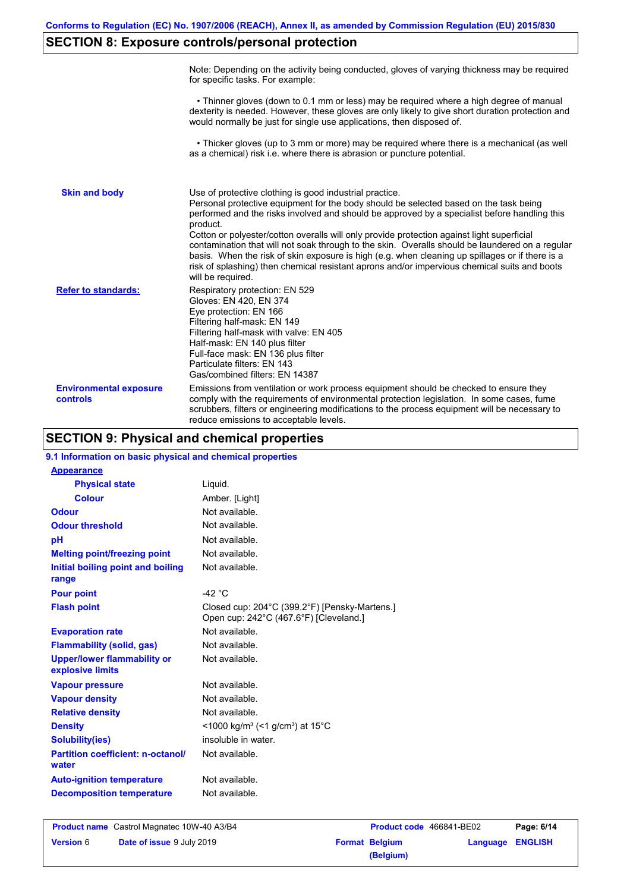Conforms to Regulation (EC) No. 1907/2006 (REACH), Annex II, as amended by Commission Regulation (EU) 2015/830

## SECTION 8: Exposure controls/personal protection

Note: Depending on the activity being conducted, gloves of varying thickness may be required for specific tasks. For example:

• Thinner gloves (down to 0.1 mm or less) may be required where a high degree of manual dexterity is needed. However, these gloves are only likely to give short duration protection and would normally be just for single use applications, then disposed of.

• Thicker gloves (up to 3 mm or more) may be required where there is a mechanical (as well as a chemical) risk i.e. where there is abrasion or puncture potential.

**Skin and body**

Use of protective clothing is good industrial practice.
Personal protective equipment for the body should be selected based on the task being performed and the risks involved and should be approved by a specialist before handling this product.
Cotton or polyester/cotton overalls will only provide protection against light superficial contamination that will not soak through to the skin. Overalls should be laundered on a regular basis. When the risk of skin exposure is high (e.g. when cleaning up spillages or if there is a risk of splashing) then chemical resistant aprons and/or impervious chemical suits and boots will be required.

**Refer to standards:**

Respiratory protection: EN 529
Gloves: EN 420, EN 374
Eye protection: EN 166
Filtering half-mask: EN 149
Filtering half-mask with valve: EN 405
Half-mask: EN 140 plus filter
Full-face mask: EN 136 plus filter
Particulate filters: EN 143
Gas/combined filters: EN 14387

**Environmental exposure controls**

Emissions from ventilation or work process equipment should be checked to ensure they comply with the requirements of environmental protection legislation. In some cases, fume scrubbers, filters or engineering modifications to the process equipment will be necessary to reduce emissions to acceptable levels.

## SECTION 9: Physical and chemical properties

### 9.1 Information on basic physical and chemical properties

| Property | Value |
|---|---|
| **Appearance** | |
| Physical state | Liquid. |
| Colour | Amber. [Light] |
| Odour | Not available. |
| Odour threshold | Not available. |
| pH | Not available. |
| Melting point/freezing point | Not available. |
| Initial boiling point and boiling range | Not available. |
| Pour point | -42 °C |
| Flash point | Closed cup: 204°C (399.2°F) [Pensky-Martens.] Open cup: 242°C (467.6°F) [Cleveland.] |
| Evaporation rate | Not available. |
| Flammability (solid, gas) | Not available. |
| Upper/lower flammability or explosive limits | Not available. |
| Vapour pressure | Not available. |
| Vapour density | Not available. |
| Relative density | Not available. |
| Density | <1000 kg/m³ (<1 g/cm³) at 15°C |
| Solubility(ies) | insoluble in water. |
| Partition coefficient: n-octanol/water | Not available. |
| Auto-ignition temperature | Not available. |
| Decomposition temperature | Not available. |

| Product name | Castrol Magnatec 10W-40 A3/B4 | Product code | 466841-BE02 | Page: 6/14 |
|---|---|---|---|---|
| Version 6 | Date of issue 9 July 2019 | Format Belgium (Belgium) | Language | ENGLISH |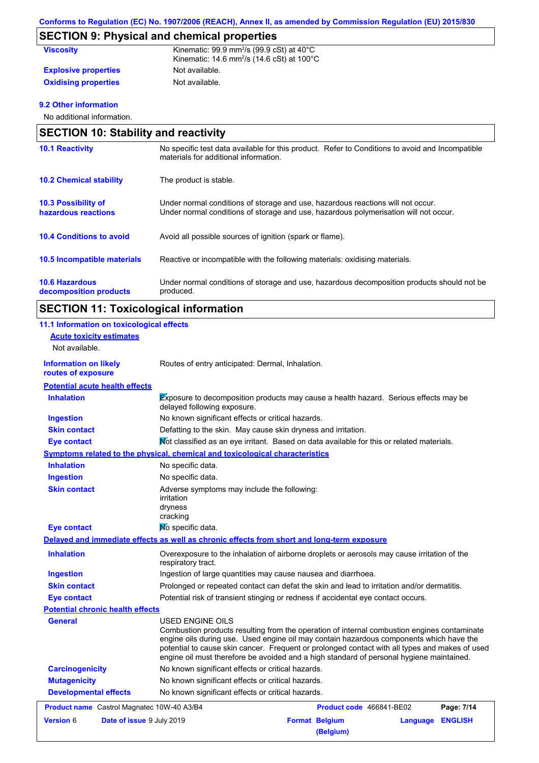## SECTION 9: Physical and chemical properties

| | |
|---|---|
| **Viscosity** | Kinematic: 99.9 mm²/s (99.9 cSt) at 40°C<br>Kinematic: 14.6 mm²/s (14.6 cSt) at 100°C |
| **Explosive properties** | Not available. |
| **Oxidising properties** | Not available. |

**9.2 Other information**

No additional information.

## SECTION 10: Stability and reactivity

| | |
|---|---|
| **10.1 Reactivity** | No specific test data available for this product. Refer to Conditions to avoid and Incompatible materials for additional information. |
| **10.2 Chemical stability** | The product is stable. |
| **10.3 Possibility of hazardous reactions** | Under normal conditions of storage and use, hazardous reactions will not occur.<br>Under normal conditions of storage and use, hazardous polymerisation will not occur. |
| **10.4 Conditions to avoid** | Avoid all possible sources of ignition (spark or flame). |
| **10.5 Incompatible materials** | Reactive or incompatible with the following materials: oxidising materials. |
| **10.6 Hazardous decomposition products** | Under normal conditions of storage and use, hazardous decomposition products should not be produced. |

## SECTION 11: Toxicological information

**11.1 Information on toxicological effects**

**Acute toxicity estimates**

Not available.

| | |
|---|---|
| **Information on likely routes of exposure** | Routes of entry anticipated: Dermal, Inhalation. |

**Potential acute health effects**

| | |
|---|---|
| **Inhalation** | Exposure to decomposition products may cause a health hazard. Serious effects may be delayed following exposure. |
| **Ingestion** | No known significant effects or critical hazards. |
| **Skin contact** | Defatting to the skin. May cause skin dryness and irritation. |
| **Eye contact** | Not classified as an eye irritant. Based on data available for this or related materials. |

**Symptoms related to the physical, chemical and toxicological characteristics**

| | |
|---|---|
| **Inhalation** | No specific data. |
| **Ingestion** | No specific data. |
| **Skin contact** | Adverse symptoms may include the following:<br>irritation<br>dryness<br>cracking |
| **Eye contact** | No specific data. |

**Delayed and immediate effects as well as chronic effects from short and long-term exposure**

| | |
|---|---|
| **Inhalation** | Overexposure to the inhalation of airborne droplets or aerosols may cause irritation of the respiratory tract. |
| **Ingestion** | Ingestion of large quantities may cause nausea and diarrhoea. |
| **Skin contact** | Prolonged or repeated contact can defat the skin and lead to irritation and/or dermatitis. |
| **Eye contact** | Potential risk of transient stinging or redness if accidental eye contact occurs. |

**Potential chronic health effects**

| | |
|---|---|
| **General** | USED ENGINE OILS<br>Combustion products resulting from the operation of internal combustion engines contaminate engine oils during use. Used engine oil may contain hazardous components which have the potential to cause skin cancer. Frequent or prolonged contact with all types and makes of used engine oil must therefore be avoided and a high standard of personal hygiene maintained. |
| **Carcinogenicity** | No known significant effects or critical hazards. |
| **Mutagenicity** | No known significant effects or critical hazards. |
| **Developmental effects** | No known significant effects or critical hazards. |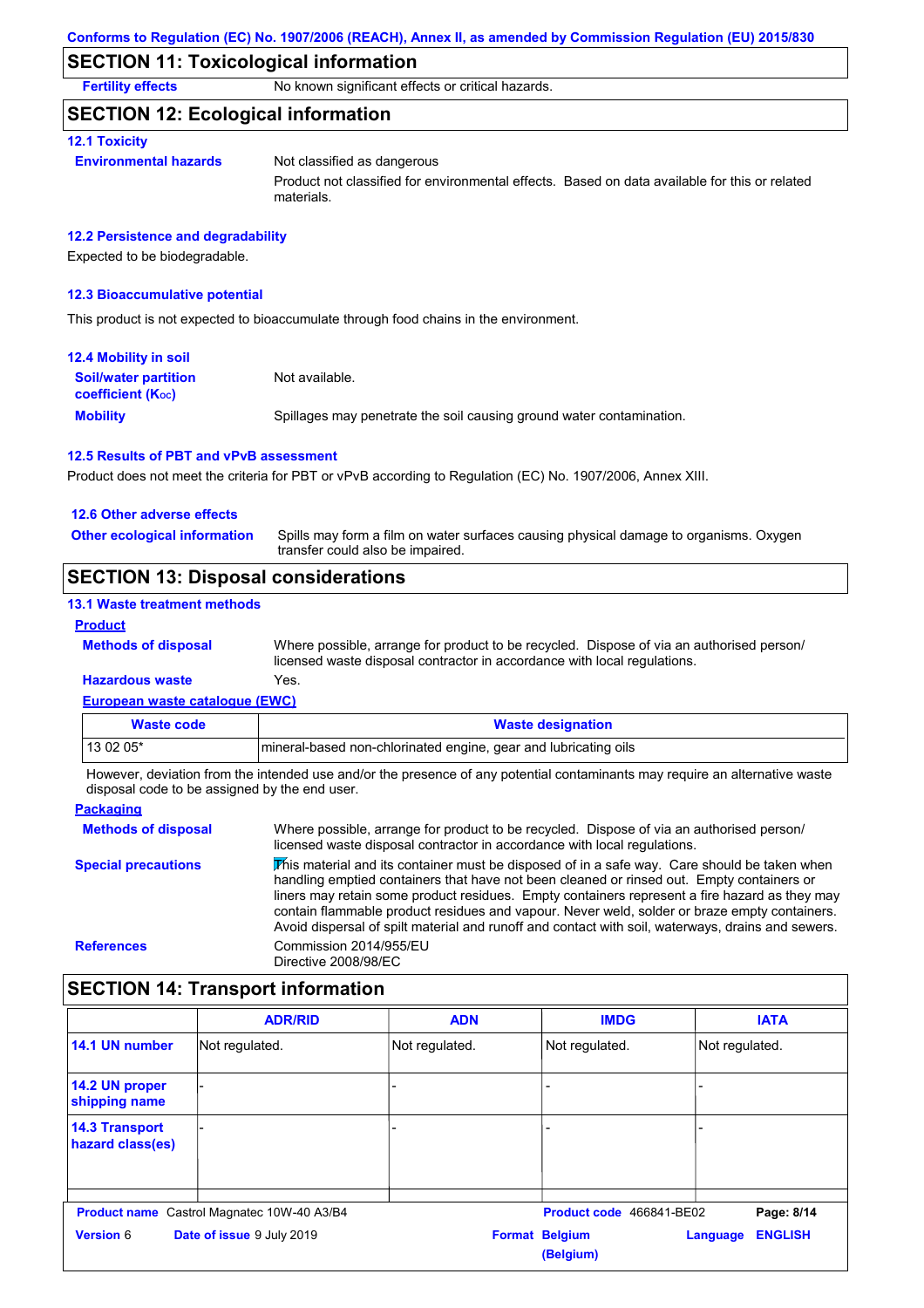## SECTION 11: Toxicological information

**Fertility effects** No known significant effects or critical hazards.

## SECTION 12: Ecological information

### 12.1 Toxicity

**Environmental hazards** Not classified as dangerous

Product not classified for environmental effects. Based on data available for this or related materials.

### 12.2 Persistence and degradability

Expected to be biodegradable.

### 12.3 Bioaccumulative potential

This product is not expected to bioaccumulate through food chains in the environment.

### 12.4 Mobility in soil

**Soil/water partition coefficient ($K_{OC}$)** Not available.

**Mobility** Spillages may penetrate the soil causing ground water contamination.

### 12.5 Results of PBT and vPvB assessment

Product does not meet the criteria for PBT or vPvB according to Regulation (EC) No. 1907/2006, Annex XIII.

### 12.6 Other adverse effects

**Other ecological information** Spills may form a film on water surfaces causing physical damage to organisms. Oxygen transfer could also be impaired.

## SECTION 13: Disposal considerations

### 13.1 Waste treatment methods

**Product**

**Methods of disposal** Where possible, arrange for product to be recycled. Dispose of via an authorised person/ licensed waste disposal contractor in accordance with local regulations.

**Hazardous waste** Yes.

**European waste catalogue (EWC)**

| Waste code | Waste designation |
|---|---|
| 13 02 05* | mineral-based non-chlorinated engine, gear and lubricating oils |

However, deviation from the intended use and/or the presence of any potential contaminants may require an alternative waste disposal code to be assigned by the end user.

**Packaging**

**Methods of disposal** Where possible, arrange for product to be recycled. Dispose of via an authorised person/ licensed waste disposal contractor in accordance with local regulations.

**Special precautions** This material and its container must be disposed of in a safe way. Care should be taken when handling emptied containers that have not been cleaned or rinsed out. Empty containers or liners may retain some product residues. Empty containers represent a fire hazard as they may contain flammable product residues and vapour. Never weld, solder or braze empty containers. Avoid dispersal of spilt material and runoff and contact with soil, waterways, drains and sewers.

**References** Commission 2014/955/EU
Directive 2008/98/EC

## SECTION 14: Transport information

| | ADR/RID | ADN | IMDG | IATA |
|---|---|---|---|---|
| 14.1 UN number | Not regulated. | Not regulated. | Not regulated. | Not regulated. |
| 14.2 UN proper shipping name | - | - | - | - |
| 14.3 Transport hazard class(es) | - | - | - | - |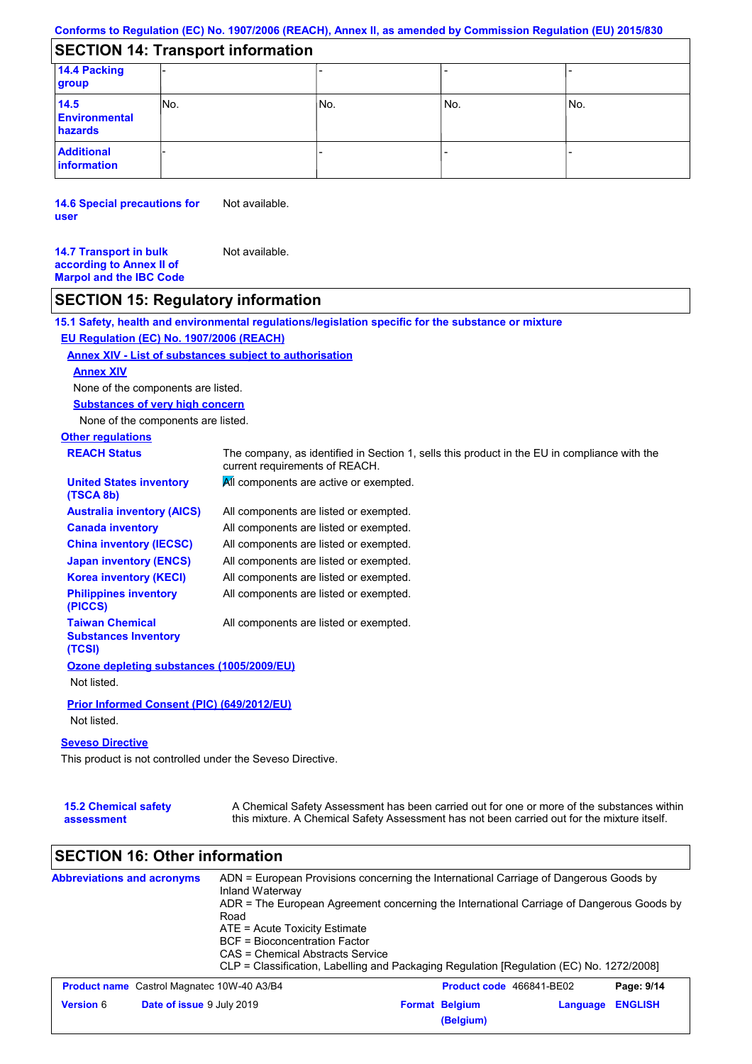## SECTION 14: Transport information

| | | | | |
|---|---|---|---|---|
| **14.4 Packing group** | - | - | - | - |
| **14.5 Environmental hazards** | No. | No. | No. | No. |
| **Additional information** | - | - | - | - |

**14.6 Special precautions for user** Not available.

**14.7 Transport in bulk according to Annex II of Marpol and the IBC Code** Not available.

## SECTION 15: Regulatory information

### 15.1 Safety, health and environmental regulations/legislation specific for the substance or mixture

**EU Regulation (EC) No. 1907/2006 (REACH)**

**Annex XIV - List of substances subject to authorisation**

**Annex XIV**

None of the components are listed.

**Substances of very high concern**

None of the components are listed.

**Other regulations**

**REACH Status** The company, as identified in Section 1, sells this product in the EU in compliance with the current requirements of REACH.

**United States inventory (TSCA 8b)** All components are active or exempted.

**Australia inventory (AICS)** All components are listed or exempted.

**Canada inventory** All components are listed or exempted.

**China inventory (IECSC)** All components are listed or exempted.

**Japan inventory (ENCS)** All components are listed or exempted.

**Korea inventory (KECI)** All components are listed or exempted.

**Philippines inventory (PICCS)** All components are listed or exempted.

**Taiwan Chemical Substances Inventory (TCSI)** All components are listed or exempted.

**Ozone depleting substances (1005/2009/EU)**

Not listed.

**Prior Informed Consent (PIC) (649/2012/EU)**

Not listed.

**Seveso Directive**

This product is not controlled under the Seveso Directive.

**15.2 Chemical safety assessment** A Chemical Safety Assessment has been carried out for one or more of the substances within this mixture. A Chemical Safety Assessment has not been carried out for the mixture itself.

## SECTION 16: Other information

**Abbreviations and acronyms**

ADN = European Provisions concerning the International Carriage of Dangerous Goods by Inland Waterway
ADR = The European Agreement concerning the International Carriage of Dangerous Goods by Road
ATE = Acute Toxicity Estimate
BCF = Bioconcentration Factor
CAS = Chemical Abstracts Service
CLP = Classification, Labelling and Packaging Regulation [Regulation (EC) No. 1272/2008]

| | | | |
|---|---|---|---|
| **Product name** Castrol Magnatec 10W-40 A3/B4 | | **Product code** 466841-BE02 | **Page: 9/14** |
| **Version** 6 | **Date of issue** 9 July 2019 | **Format** Belgium (Belgium) | **Language** ENGLISH |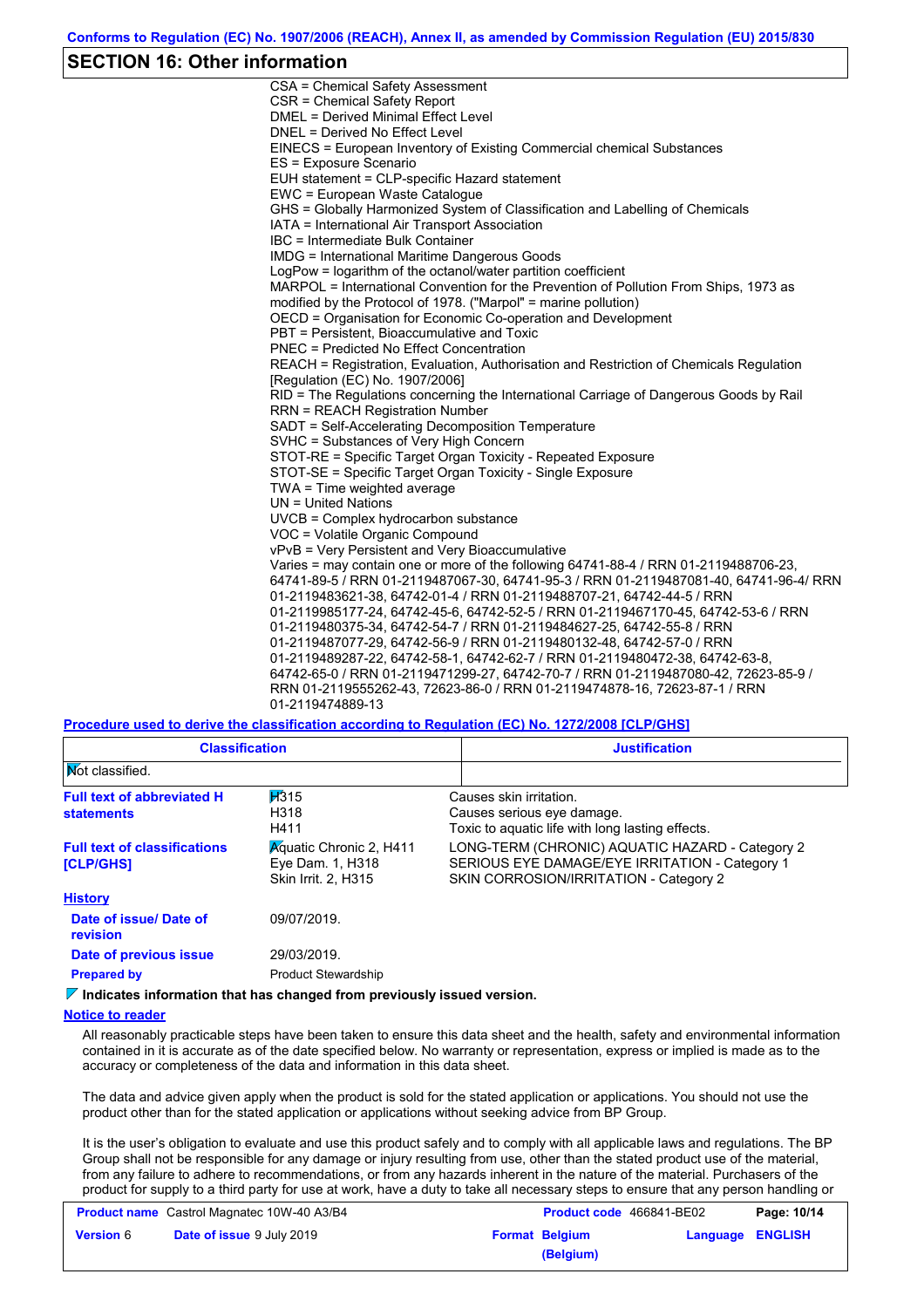## SECTION 16: Other information

CSA = Chemical Safety Assessment
CSR = Chemical Safety Report
DMEL = Derived Minimal Effect Level
DNEL = Derived No Effect Level
EINECS = European Inventory of Existing Commercial chemical Substances
ES = Exposure Scenario
EUH statement = CLP-specific Hazard statement
EWC = European Waste Catalogue
GHS = Globally Harmonized System of Classification and Labelling of Chemicals
IATA = International Air Transport Association
IBC = Intermediate Bulk Container
IMDG = International Maritime Dangerous Goods
LogPow = logarithm of the octanol/water partition coefficient
MARPOL = International Convention for the Prevention of Pollution From Ships, 1973 as modified by the Protocol of 1978. ("Marpol" = marine pollution)
OECD = Organisation for Economic Co-operation and Development
PBT = Persistent, Bioaccumulative and Toxic
PNEC = Predicted No Effect Concentration
REACH = Registration, Evaluation, Authorisation and Restriction of Chemicals Regulation [Regulation (EC) No. 1907/2006]
RID = The Regulations concerning the International Carriage of Dangerous Goods by Rail
RRN = REACH Registration Number
SADT = Self-Accelerating Decomposition Temperature
SVHC = Substances of Very High Concern
STOT-RE = Specific Target Organ Toxicity - Repeated Exposure
STOT-SE = Specific Target Organ Toxicity - Single Exposure
TWA = Time weighted average
UN = United Nations
UVCB = Complex hydrocarbon substance
VOC = Volatile Organic Compound
vPvB = Very Persistent and Very Bioaccumulative
Varies = may contain one or more of the following 64741-88-4 / RRN 01-2119488706-23, 64741-89-5 / RRN 01-2119487067-30, 64741-95-3 / RRN 01-2119487081-40, 64741-96-4/ RRN 01-2119483621-38, 64742-01-4 / RRN 01-2119488707-21, 64742-44-5 / RRN 01-2119985177-24, 64742-45-6, 64742-52-5 / RRN 01-2119467170-45, 64742-53-6 / RRN 01-2119480375-34, 64742-54-7 / RRN 01-2119484627-25, 64742-55-8 / RRN 01-2119487077-29, 64742-56-9 / RRN 01-2119480132-48, 64742-57-0 / RRN 01-2119489287-22, 64742-58-1, 64742-62-7 / RRN 01-2119480472-38, 64742-63-8, 64742-65-0 / RRN 01-2119471299-27, 64742-70-7 / RRN 01-2119487080-42, 72623-85-9 / RRN 01-2119555262-43, 72623-86-0 / RRN 01-2119474878-16, 72623-87-1 / RRN 01-2119474889-13

**Procedure used to derive the classification according to Regulation (EC) No. 1272/2008 [CLP/GHS]**

| Classification | Justification |
|---|---|
| Not classified. | |

**Full text of abbreviated H statements**

| | |
|---|---|
| H315 | Causes skin irritation. |
| H318 | Causes serious eye damage. |
| H411 | Toxic to aquatic life with long lasting effects. |

**Full text of classifications [CLP/GHS]**

| | |
|---|---|
| Aquatic Chronic 2, H411 | LONG-TERM (CHRONIC) AQUATIC HAZARD - Category 2 |
| Eye Dam. 1, H318 | SERIOUS EYE DAMAGE/EYE IRRITATION - Category 1 |
| Skin Irrit. 2, H315 | SKIN CORROSION/IRRITATION - Category 2 |

**History**

**Date of issue/ Date of revision** 09/07/2019.

**Date of previous issue** 29/03/2019.

**Prepared by** Product Stewardship

**Indicates information that has changed from previously issued version.**

**Notice to reader**

All reasonably practicable steps have been taken to ensure this data sheet and the health, safety and environmental information contained in it is accurate as of the date specified below. No warranty or representation, express or implied is made as to the accuracy or completeness of the data and information in this data sheet.

The data and advice given apply when the product is sold for the stated application or applications. You should not use the product other than for the stated application or applications without seeking advice from BP Group.

It is the user's obligation to evaluate and use this product safely and to comply with all applicable laws and regulations. The BP Group shall not be responsible for any damage or injury resulting from use, other than the stated product use of the material, from any failure to adhere to recommendations, or from any hazards inherent in the nature of the material. Purchasers of the product for supply to a third party for use at work, have a duty to take all necessary steps to ensure that any person handling or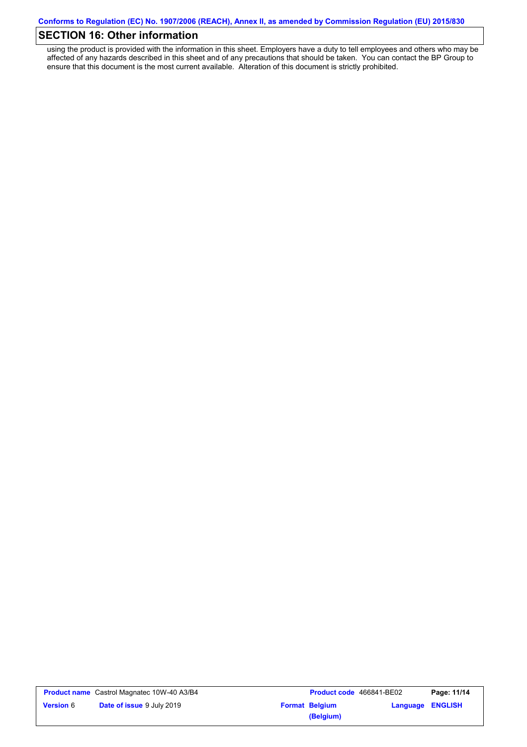## SECTION 16: Other information

using the product is provided with the information in this sheet. Employers have a duty to tell employees and others who may be affected of any hazards described in this sheet and of any precautions that should be taken. You can contact the BP Group to ensure that this document is the most current available. Alteration of this document is strictly prohibited.